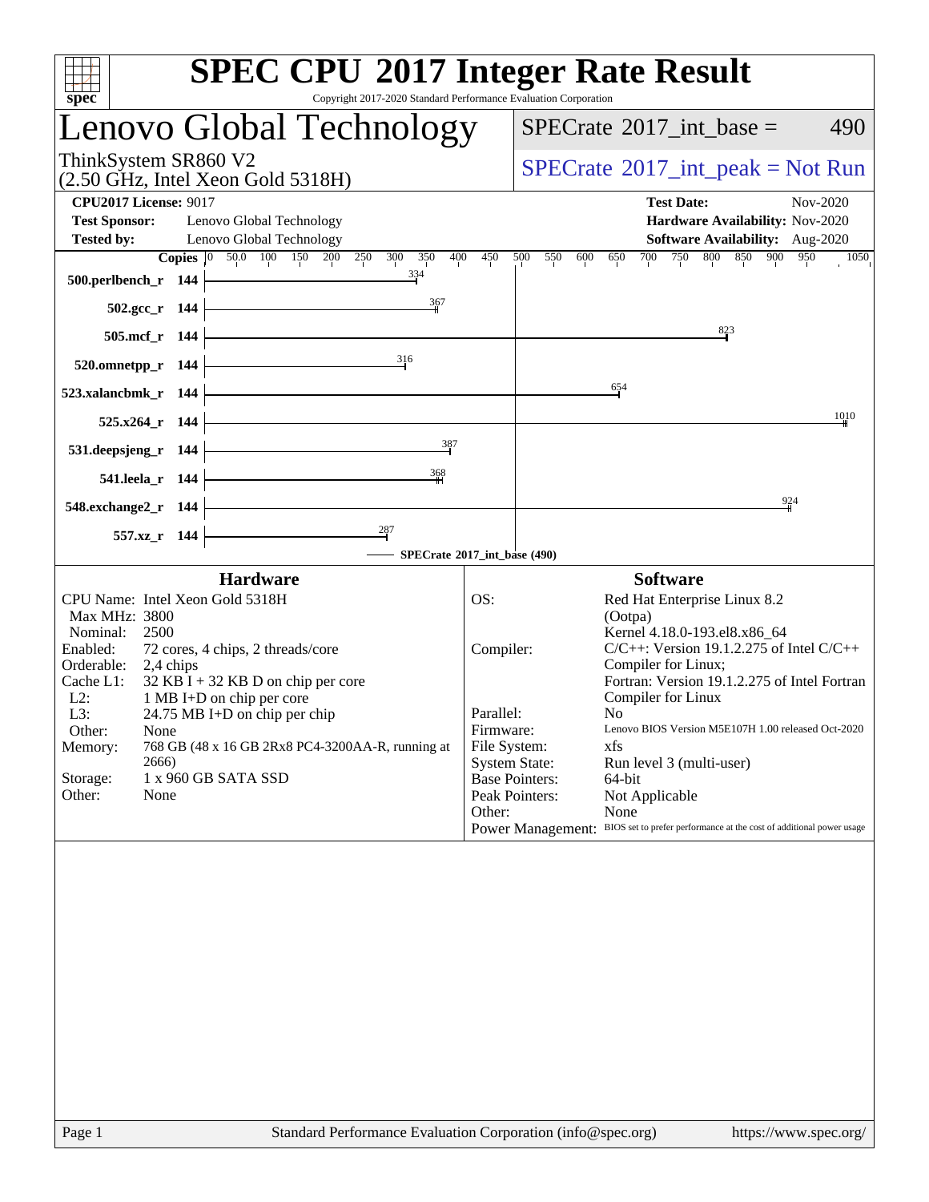# SPEC CPU 2017 Integer Rate Result

Copyright 2017-2020 Standard Performance Evaluation Corporation

## Lenovo Global Technology

ThinkSystem SR860 V2
(2.50 GHz, Intel Xeon Gold 5318H)

SPECrate 2017_int_base = 490

SPECrate 2017_int_peak = Not Run

**CPU2017 License:** 9017
**Test Sponsor:** Lenovo Global Technology
**Tested by:** Lenovo Global Technology

**Test Date:** Nov-2020
**Hardware Availability:** Nov-2020
**Software Availability:** Aug-2020

| Benchmark | Copies | SPECrate 2017_int_base |
|---|---|---|
| 500.perlbench_r | 144 | 334 |
| 502.gcc_r | 144 | 367 |
| 505.mcf_r | 144 | 823 |
| 520.omnetpp_r | 144 | 316 |
| 523.xalancbmk_r | 144 | 654 |
| 525.x264_r | 144 | 1010 |
| 531.deepsjeng_r | 144 | 387 |
| 541.leela_r | 144 | 368 |
| 548.exchange2_r | 144 | 924 |
| 557.xz_r | 144 | 287 |

SPECrate 2017_int_base (490)

### Hardware

| | |
|---|---|
| CPU Name: | Intel Xeon Gold 5318H |
| Max MHz: | 3800 |
| Nominal: | 2500 |
| Enabled: | 72 cores, 4 chips, 2 threads/core |
| Orderable: | 2,4 chips |
| Cache L1: | 32 KB I + 32 KB D on chip per core |
| L2: | 1 MB I+D on chip per core |
| L3: | 24.75 MB I+D on chip per chip |
| Other: | None |
| Memory: | 768 GB (48 x 16 GB 2Rx8 PC4-3200AA-R, running at 2666) |
| Storage: | 1 x 960 GB SATA SSD |
| Other: | None |

### Software

| | |
|---|---|
| OS: | Red Hat Enterprise Linux 8.2 (Ootpa) Kernel 4.18.0-193.el8.x86_64 |
| Compiler: | C/C++: Version 19.1.2.275 of Intel C/C++ Compiler for Linux; Fortran: Version 19.1.2.275 of Intel Fortran Compiler for Linux |
| Parallel: | No |
| Firmware: | Lenovo BIOS Version M5E107H 1.00 released Oct-2020 |
| File System: | xfs |
| System State: | Run level 3 (multi-user) |
| Base Pointers: | 64-bit |
| Peak Pointers: | Not Applicable |
| Other: | None |
| Power Management: | BIOS set to prefer performance at the cost of additional power usage |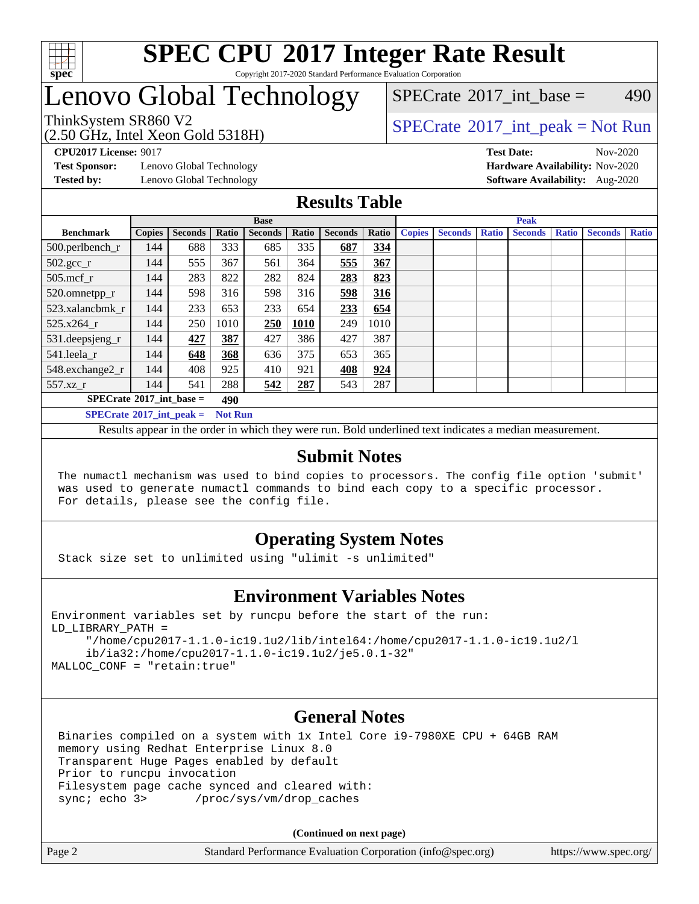# SPEC CPU 2017 Integer Rate Result

Copyright 2017-2020 Standard Performance Evaluation Corporation

## Lenovo Global Technology

ThinkSystem SR860 V2
(2.50 GHz, Intel Xeon Gold 5318H)

SPECrate 2017_int_base = 490

SPECrate 2017_int_peak = Not Run

**CPU2017 License:** 9017
**Test Sponsor:** Lenovo Global Technology
**Tested by:** Lenovo Global Technology

**Test Date:** Nov-2020
**Hardware Availability:** Nov-2020
**Software Availability:** Aug-2020

## Results Table

| Benchmark | Base | | | | | | | Peak | | | | | | |
|---|---|---|---|---|---|---|---|---|---|---|---|---|---|---|
| | Copies | Seconds | Ratio | Seconds | Ratio | Seconds | Ratio | Copies | Seconds | Ratio | Seconds | Ratio | Seconds | Ratio |
| 500.perlbench_r | 144 | 688 | 333 | 685 | 335 | **687** | **334** | | | | | | | |
| 502.gcc_r | 144 | 555 | 367 | 561 | 364 | **555** | **367** | | | | | | | |
| 505.mcf_r | 144 | 283 | 822 | 282 | 824 | **283** | **823** | | | | | | | |
| 520.omnetpp_r | 144 | 598 | 316 | 598 | 316 | **598** | **316** | | | | | | | |
| 523.xalancbmk_r | 144 | 233 | 653 | 233 | 654 | **233** | **654** | | | | | | | |
| 525.x264_r | 144 | 250 | 1010 | **250** | **1010** | 249 | 1010 | | | | | | | |
| 531.deepsjeng_r | 144 | **427** | **387** | 427 | 386 | 427 | 387 | | | | | | | |
| 541.leela_r | 144 | **648** | **368** | 636 | 375 | 653 | 365 | | | | | | | |
| 548.exchange2_r | 144 | 408 | 925 | 410 | 921 | **408** | **924** | | | | | | | |
| 557.xz_r | 144 | 541 | 288 | **542** | **287** | 543 | 287 | | | | | | | |

**SPECrate 2017_int_base = 490**

**SPECrate 2017_int_peak = Not Run**

Results appear in the order in which they were run. Bold underlined text indicates a median measurement.

## Submit Notes

```
The numactl mechanism was used to bind copies to processors. The config file option 'submit'
was used to generate numactl commands to bind each copy to a specific processor.
For details, please see the config file.
```

## Operating System Notes

```
Stack size set to unlimited using "ulimit -s unlimited"
```

## Environment Variables Notes

```
Environment variables set by runcpu before the start of the run:
LD_LIBRARY_PATH =
     "/home/cpu2017-1.1.0-ic19.1u2/lib/intel64:/home/cpu2017-1.1.0-ic19.1u2/l
     ib/ia32:/home/cpu2017-1.1.0-ic19.1u2/je5.0.1-32"
MALLOC_CONF = "retain:true"
```

## General Notes

```
Binaries compiled on a system with 1x Intel Core i9-7980XE CPU + 64GB RAM
memory using Redhat Enterprise Linux 8.0
Transparent Huge Pages enabled by default
Prior to runcpu invocation
Filesystem page cache synced and cleared with:
sync; echo 3>       /proc/sys/vm/drop_caches
```

**(Continued on next page)**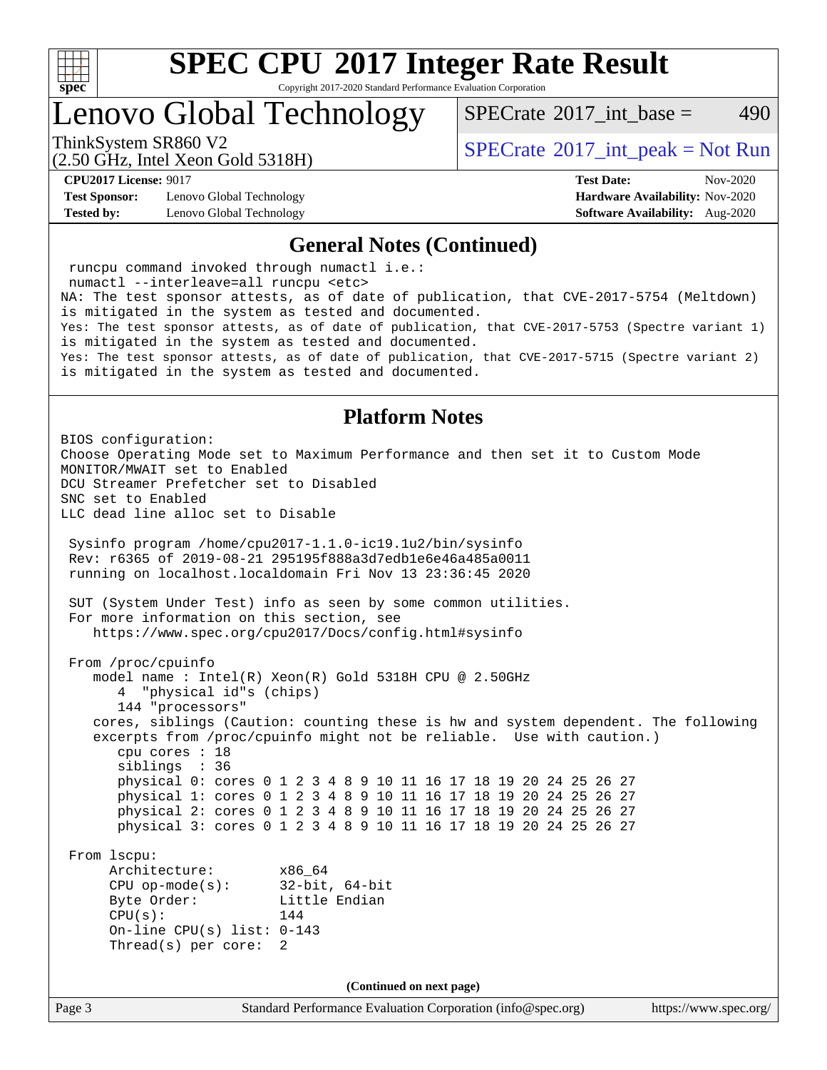# SPEC CPU 2017 Integer Rate Result

Copyright 2017-2020 Standard Performance Evaluation Corporation

# Lenovo Global Technology

ThinkSystem SR860 V2
(2.50 GHz, Intel Xeon Gold 5318H)

SPECrate 2017_int_base = 490

SPECrate 2017_int_peak = Not Run

**CPU2017 License:** 9017
**Test Sponsor:** Lenovo Global Technology
**Tested by:** Lenovo Global Technology

**Test Date:** Nov-2020
**Hardware Availability:** Nov-2020
**Software Availability:** Aug-2020

## General Notes (Continued)

```
 runcpu command invoked through numactl i.e.:
 numactl --interleave=all runcpu <etc>
NA: The test sponsor attests, as of date of publication, that CVE-2017-5754 (Meltdown)
is mitigated in the system as tested and documented.
Yes: The test sponsor attests, as of date of publication, that CVE-2017-5753 (Spectre variant 1)
is mitigated in the system as tested and documented.
Yes: The test sponsor attests, as of date of publication, that CVE-2017-5715 (Spectre variant 2)
is mitigated in the system as tested and documented.
```

## Platform Notes

```
BIOS configuration:
Choose Operating Mode set to Maximum Performance and then set it to Custom Mode
MONITOR/MWAIT set to Enabled
DCU Streamer Prefetcher set to Disabled
SNC set to Enabled
LLC dead line alloc set to Disable

 Sysinfo program /home/cpu2017-1.1.0-ic19.1u2/bin/sysinfo
 Rev: r6365 of 2019-08-21 295195f888a3d7edb1e6e46a485a0011
 running on localhost.localdomain Fri Nov 13 23:36:45 2020

 SUT (System Under Test) info as seen by some common utilities.
 For more information on this section, see
    https://www.spec.org/cpu2017/Docs/config.html#sysinfo

 From /proc/cpuinfo
    model name : Intel(R) Xeon(R) Gold 5318H CPU @ 2.50GHz
       4  "physical id"s (chips)
       144 "processors"
    cores, siblings (Caution: counting these is hw and system dependent. The following
    excerpts from /proc/cpuinfo might not be reliable.  Use with caution.)
       cpu cores : 18
       siblings  : 36
       physical 0: cores 0 1 2 3 4 8 9 10 11 16 17 18 19 20 24 25 26 27
       physical 1: cores 0 1 2 3 4 8 9 10 11 16 17 18 19 20 24 25 26 27
       physical 2: cores 0 1 2 3 4 8 9 10 11 16 17 18 19 20 24 25 26 27
       physical 3: cores 0 1 2 3 4 8 9 10 11 16 17 18 19 20 24 25 26 27

 From lscpu:
      Architecture:        x86_64
      CPU op-mode(s):      32-bit, 64-bit
      Byte Order:          Little Endian
      CPU(s):              144
      On-line CPU(s) list: 0-143
      Thread(s) per core:  2
```

(Continued on next page)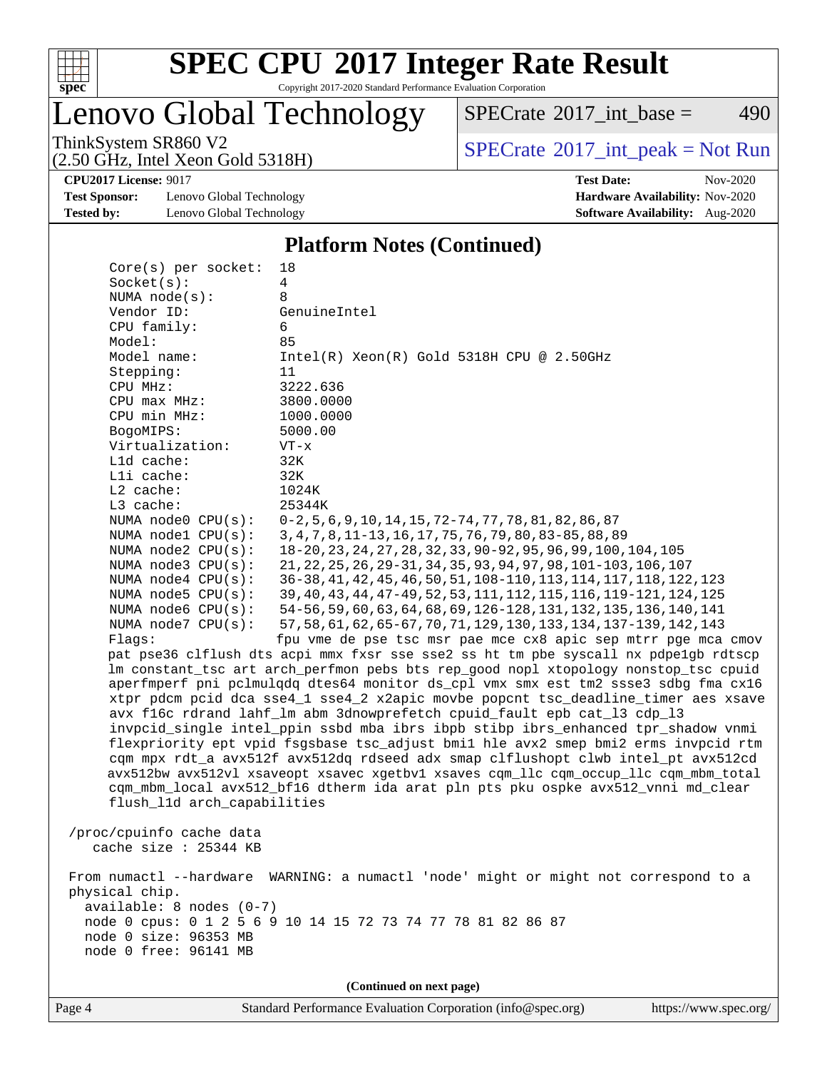# SPEC CPU 2017 Integer Rate Result

Copyright 2017-2020 Standard Performance Evaluation Corporation

## Lenovo Global Technology

ThinkSystem SR860 V2
(2.50 GHz, Intel Xeon Gold 5318H)

SPECrate 2017_int_base = 490

SPECrate 2017_int_peak = Not Run

**CPU2017 License:** 9017
**Test Sponsor:** Lenovo Global Technology
**Tested by:** Lenovo Global Technology

**Test Date:** Nov-2020
**Hardware Availability:** Nov-2020
**Software Availability:** Aug-2020

### Platform Notes (Continued)

```
    Core(s) per socket:  18
    Socket(s):           4
    NUMA node(s):        8
    Vendor ID:           GenuineIntel
    CPU family:          6
    Model:               85
    Model name:          Intel(R) Xeon(R) Gold 5318H CPU @ 2.50GHz
    Stepping:            11
    CPU MHz:             3222.636
    CPU max MHz:         3800.0000
    CPU min MHz:         1000.0000
    BogoMIPS:            5000.00
    Virtualization:      VT-x
    L1d cache:           32K
    L1i cache:           32K
    L2 cache:            1024K
    L3 cache:            25344K
    NUMA node0 CPU(s):   0-2,5,6,9,10,14,15,72-74,77,78,81,82,86,87
    NUMA node1 CPU(s):   3,4,7,8,11-13,16,17,75,76,79,80,83-85,88,89
    NUMA node2 CPU(s):   18-20,23,24,27,28,32,33,90-92,95,96,99,100,104,105
    NUMA node3 CPU(s):   21,22,25,26,29-31,34,35,93,94,97,98,101-103,106,107
    NUMA node4 CPU(s):   36-38,41,42,45,46,50,51,108-110,113,114,117,118,122,123
    NUMA node5 CPU(s):   39,40,43,44,47-49,52,53,111,112,115,116,119-121,124,125
    NUMA node6 CPU(s):   54-56,59,60,63,64,68,69,126-128,131,132,135,136,140,141
    NUMA node7 CPU(s):   57,58,61,62,65-67,70,71,129,130,133,134,137-139,142,143
    Flags:               fpu vme de pse tsc msr pae mce cx8 apic sep mtrr pge mca cmov
    pat pse36 clflush dts acpi mmx fxsr sse sse2 ss ht tm pbe syscall nx pdpe1gb rdtscp
    lm constant_tsc art arch_perfmon pebs bts rep_good nopl xtopology nonstop_tsc cpuid
    aperfmperf pni pclmulqdq dtes64 monitor ds_cpl vmx smx est tm2 ssse3 sdbg fma cx16
    xtpr pdcm pcid dca sse4_1 sse4_2 x2apic movbe popcnt tsc_deadline_timer aes xsave
    avx f16c rdrand lahf_lm abm 3dnowprefetch cpuid_fault epb cat_l3 cdp_l3
    invpcid_single intel_ppin ssbd mba ibrs ibpb stibp ibrs_enhanced tpr_shadow vnmi
    flexpriority ept vpid fsgsbase tsc_adjust bmi1 hle avx2 smep bmi2 erms invpcid rtm
    cqm mpx rdt_a avx512f avx512dq rdseed adx smap clflushopt clwb intel_pt avx512cd
    avx512bw avx512vl xsaveopt xsavec xgetbv1 xsaves cqm_llc cqm_occup_llc cqm_mbm_total
    cqm_mbm_local avx512_bf16 dtherm ida arat pln pts pku ospke avx512_vnni md_clear
    flush_l1d arch_capabilities

 /proc/cpuinfo cache data
    cache size : 25344 KB

 From numactl --hardware  WARNING: a numactl 'node' might or might not correspond to a
 physical chip.
   available: 8 nodes (0-7)
   node 0 cpus: 0 1 2 5 6 9 10 14 15 72 73 74 77 78 81 82 86 87
   node 0 size: 96353 MB
   node 0 free: 96141 MB
```

(Continued on next page)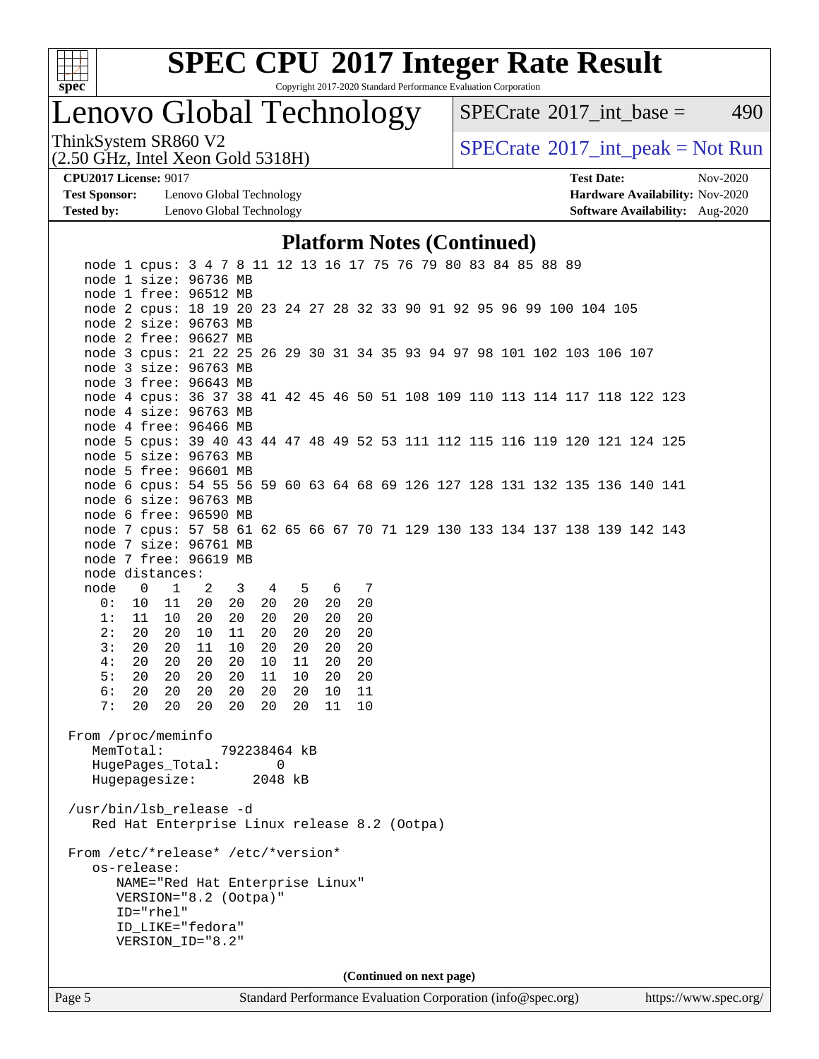# SPEC CPU 2017 Integer Rate Result

Copyright 2017-2020 Standard Performance Evaluation Corporation

# Lenovo Global Technology

ThinkSystem SR860 V2
(2.50 GHz, Intel Xeon Gold 5318H)

SPECrate 2017_int_base = 490

SPECrate 2017_int_peak = Not Run

**CPU2017 License:** 9017
**Test Sponsor:** Lenovo Global Technology
**Tested by:** Lenovo Global Technology

**Test Date:** Nov-2020
**Hardware Availability:** Nov-2020
**Software Availability:** Aug-2020

## Platform Notes (Continued)

```
    node 1 cpus: 3 4 7 8 11 12 13 16 17 75 76 79 80 83 84 85 88 89
    node 1 size: 96736 MB
    node 1 free: 96512 MB
    node 2 cpus: 18 19 20 23 24 27 28 32 33 90 91 92 95 96 99 100 104 105
    node 2 size: 96763 MB
    node 2 free: 96627 MB
    node 3 cpus: 21 22 25 26 29 30 31 34 35 93 94 97 98 101 102 103 106 107
    node 3 size: 96763 MB
    node 3 free: 96643 MB
    node 4 cpus: 36 37 38 41 42 45 46 50 51 108 109 110 113 114 117 118 122 123
    node 4 size: 96763 MB
    node 4 free: 96466 MB
    node 5 cpus: 39 40 43 44 47 48 49 52 53 111 112 115 116 119 120 121 124 125
    node 5 size: 96763 MB
    node 5 free: 96601 MB
    node 6 cpus: 54 55 56 59 60 63 64 68 69 126 127 128 131 132 135 136 140 141
    node 6 size: 96763 MB
    node 6 free: 96590 MB
    node 7 cpus: 57 58 61 62 65 66 67 70 71 129 130 133 134 137 138 139 142 143
    node 7 size: 96761 MB
    node 7 free: 96619 MB
    node distances:
    node   0   1   2   3   4   5   6   7
      0:  10  11  20  20  20  20  20  20
      1:  11  10  20  20  20  20  20  20
      2:  20  20  10  11  20  20  20  20
      3:  20  20  11  10  20  20  20  20
      4:  20  20  20  20  10  11  20  20
      5:  20  20  20  20  11  10  20  20
      6:  20  20  20  20  20  20  10  11
      7:  20  20  20  20  20  20  11  10

 From /proc/meminfo
    MemTotal:       792238464 kB
    HugePages_Total:       0
    Hugepagesize:       2048 kB

 /usr/bin/lsb_release -d
    Red Hat Enterprise Linux release 8.2 (Ootpa)

 From /etc/*release* /etc/*version*
    os-release:
       NAME="Red Hat Enterprise Linux"
       VERSION="8.2 (Ootpa)"
       ID="rhel"
       ID_LIKE="fedora"
       VERSION_ID="8.2"
```

**(Continued on next page)**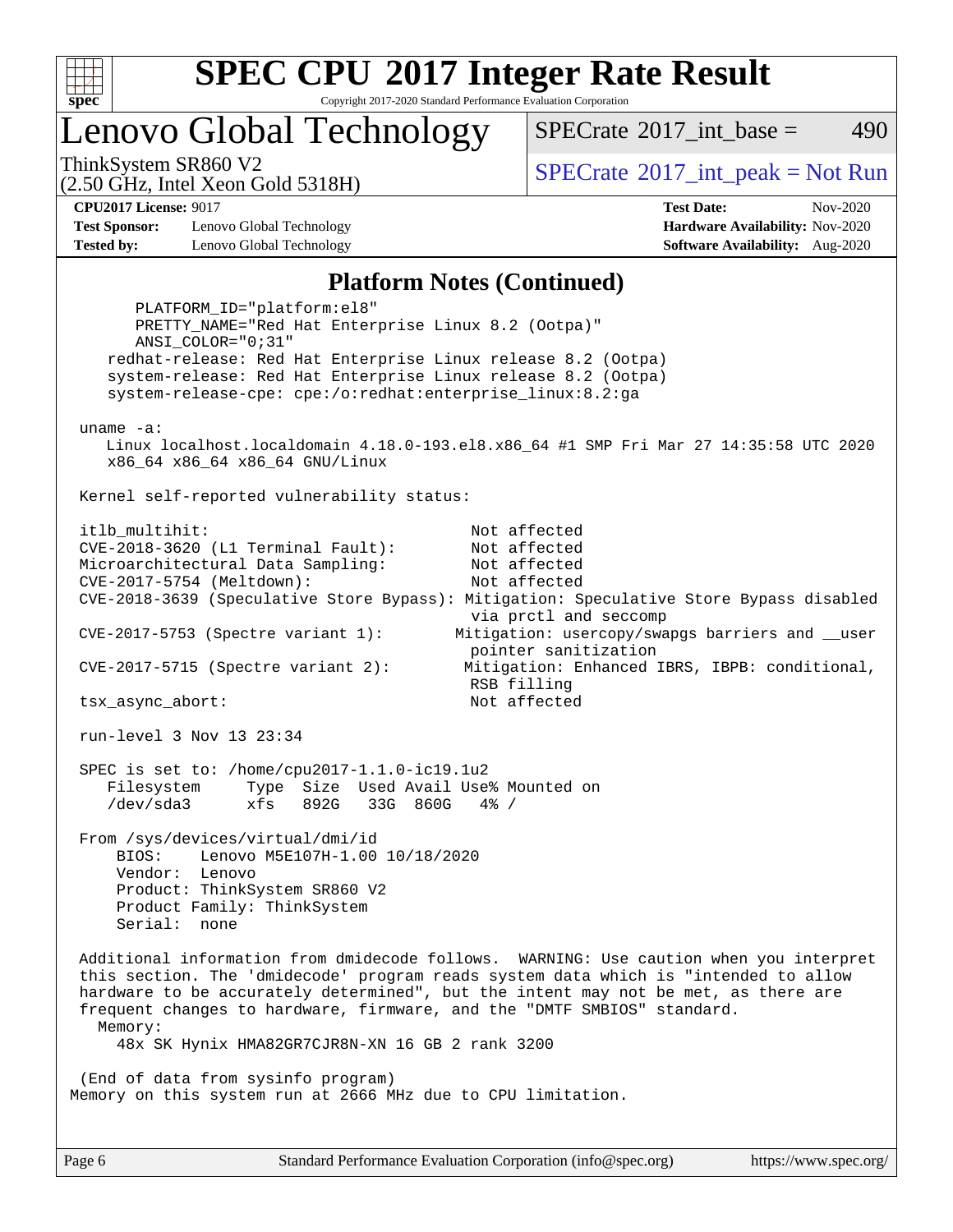## Platform Notes (Continued)

```
      PLATFORM_ID="platform:el8"
      PRETTY_NAME="Red Hat Enterprise Linux 8.2 (Ootpa)"
      ANSI_COLOR="0;31"
    redhat-release: Red Hat Enterprise Linux release 8.2 (Ootpa)
    system-release: Red Hat Enterprise Linux release 8.2 (Ootpa)
    system-release-cpe: cpe:/o:redhat:enterprise_linux:8.2:ga

 uname -a:
    Linux localhost.localdomain 4.18.0-193.el8.x86_64 #1 SMP Fri Mar 27 14:35:58 UTC 2020
    x86_64 x86_64 x86_64 GNU/Linux

 Kernel self-reported vulnerability status:

 itlb_multihit:                                   Not affected
 CVE-2018-3620 (L1 Terminal Fault):               Not affected
 Microarchitectural Data Sampling:                Not affected
 CVE-2017-5754 (Meltdown):                        Not affected
 CVE-2018-3639 (Speculative Store Bypass): Mitigation: Speculative Store Bypass disabled
                                                  via prctl and seccomp
 CVE-2017-5753 (Spectre variant 1):              Mitigation: usercopy/swapgs barriers and __user
                                                  pointer sanitization
 CVE-2017-5715 (Spectre variant 2):               Mitigation: Enhanced IBRS, IBPB: conditional,
                                                  RSB filling
 tsx_async_abort:                                 Not affected

 run-level 3 Nov 13 23:34

 SPEC is set to: /home/cpu2017-1.1.0-ic19.1u2
    Filesystem     Type  Size  Used Avail Use% Mounted on
    /dev/sda3      xfs   892G   33G  860G   4% /

 From /sys/devices/virtual/dmi/id
     BIOS:    Lenovo M5E107H-1.00 10/18/2020
     Vendor:  Lenovo
     Product: ThinkSystem SR860 V2
     Product Family: ThinkSystem
     Serial:  none

 Additional information from dmidecode follows.  WARNING: Use caution when you interpret
 this section. The 'dmidecode' program reads system data which is "intended to allow
 hardware to be accurately determined", but the intent may not be met, as there are
 frequent changes to hardware, firmware, and the "DMTF SMBIOS" standard.
   Memory:
     48x SK Hynix HMA82GR7CJR8N-XN 16 GB 2 rank 3200

 (End of data from sysinfo program)
Memory on this system run at 2666 MHz due to CPU limitation.
```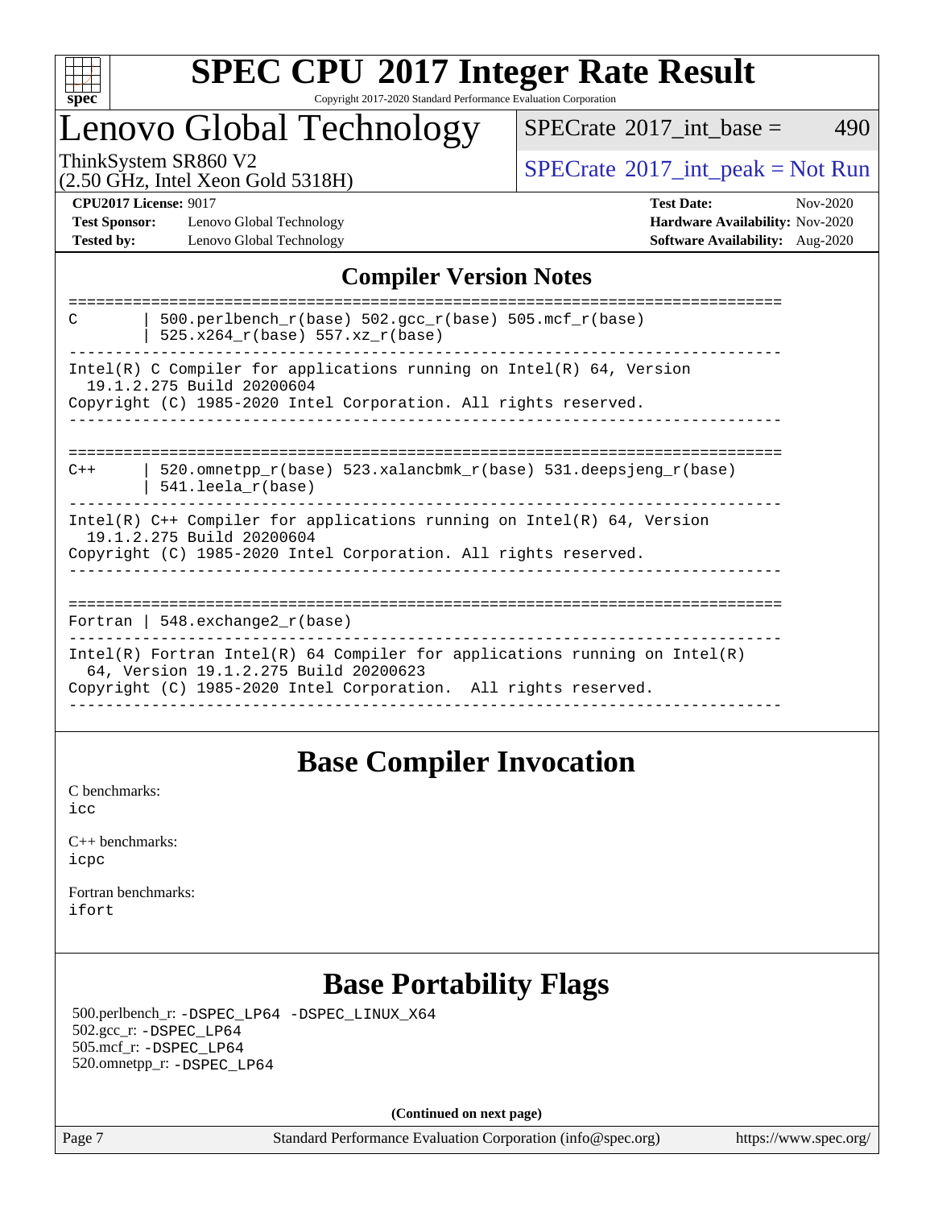# SPEC CPU 2017 Integer Rate Result

Copyright 2017-2020 Standard Performance Evaluation Corporation

## Lenovo Global Technology

ThinkSystem SR860 V2
(2.50 GHz, Intel Xeon Gold 5318H)

SPECrate 2017_int_base = 490

SPECrate 2017_int_peak = Not Run

**CPU2017 License:** 9017
**Test Sponsor:** Lenovo Global Technology
**Tested by:** Lenovo Global Technology

**Test Date:** Nov-2020
**Hardware Availability:** Nov-2020
**Software Availability:** Aug-2020

## Compiler Version Notes

```
==============================================================================
C       | 500.perlbench_r(base) 502.gcc_r(base) 505.mcf_r(base)
        | 525.x264_r(base) 557.xz_r(base)
------------------------------------------------------------------------------
Intel(R) C Compiler for applications running on Intel(R) 64, Version
  19.1.2.275 Build 20200604
Copyright (C) 1985-2020 Intel Corporation. All rights reserved.
------------------------------------------------------------------------------

==============================================================================
C++     | 520.omnetpp_r(base) 523.xalancbmk_r(base) 531.deepsjeng_r(base)
        | 541.leela_r(base)
------------------------------------------------------------------------------
Intel(R) C++ Compiler for applications running on Intel(R) 64, Version
  19.1.2.275 Build 20200604
Copyright (C) 1985-2020 Intel Corporation. All rights reserved.
------------------------------------------------------------------------------

==============================================================================
Fortran | 548.exchange2_r(base)
------------------------------------------------------------------------------
Intel(R) Fortran Intel(R) 64 Compiler for applications running on Intel(R)
  64, Version 19.1.2.275 Build 20200623
Copyright (C) 1985-2020 Intel Corporation.  All rights reserved.
------------------------------------------------------------------------------
```

## Base Compiler Invocation

C benchmarks:
icc

C++ benchmarks:
icpc

Fortran benchmarks:
ifort

## Base Portability Flags

500.perlbench_r: -DSPEC_LP64 -DSPEC_LINUX_X64
502.gcc_r: -DSPEC_LP64
505.mcf_r: -DSPEC_LP64
520.omnetpp_r: -DSPEC_LP64

**(Continued on next page)**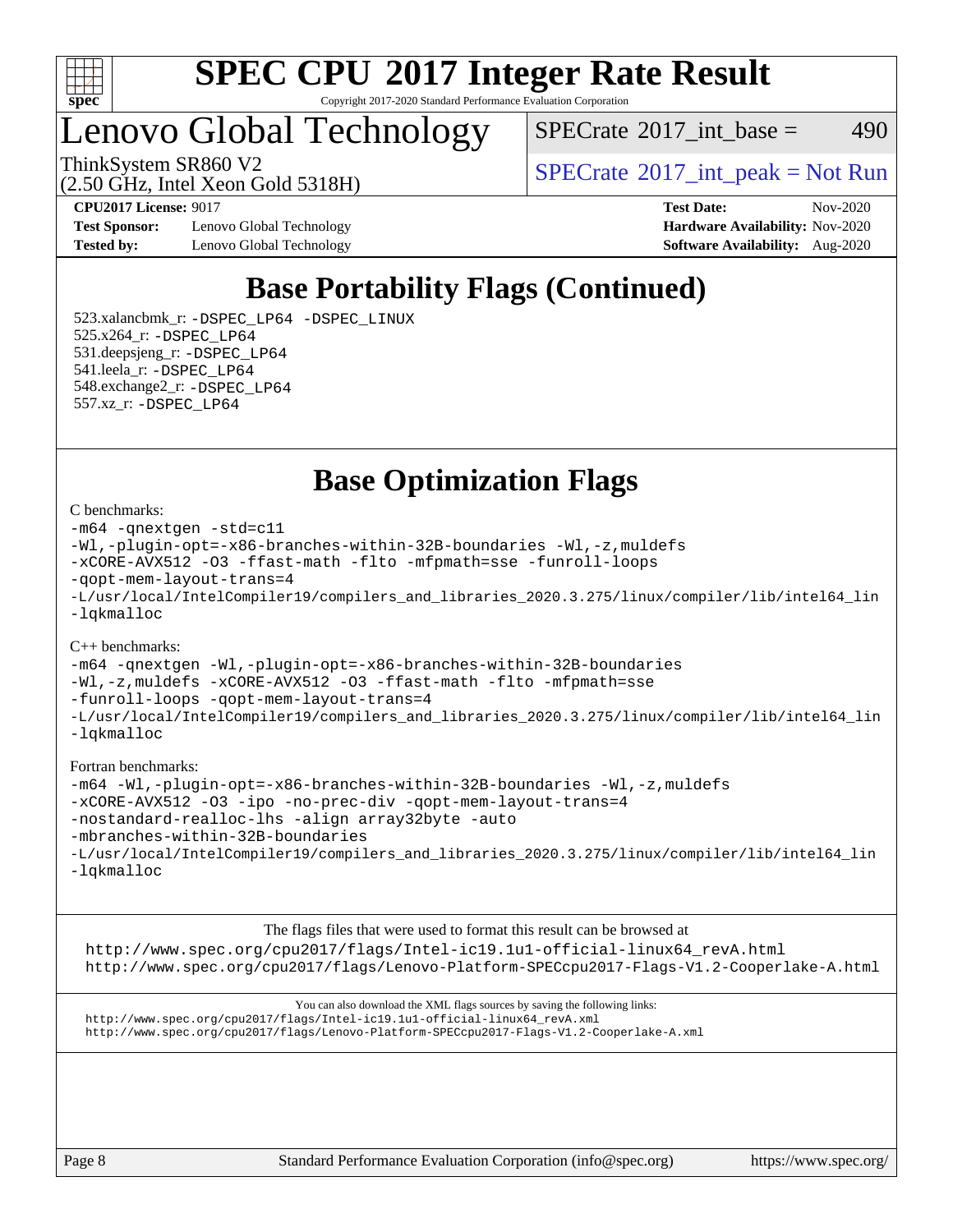# Base Portability Flags (Continued)

523.xalancbmk_r: -DSPEC_LP64 -DSPEC_LINUX
525.x264_r: -DSPEC_LP64
531.deepsjeng_r: -DSPEC_LP64
541.leela_r: -DSPEC_LP64
548.exchange2_r: -DSPEC_LP64
557.xz_r: -DSPEC_LP64

# Base Optimization Flags

C benchmarks:

```
-m64 -qnextgen -std=c11
-Wl,-plugin-opt=-x86-branches-within-32B-boundaries -Wl,-z,muldefs
-xCORE-AVX512 -O3 -ffast-math -flto -mfpmath=sse -funroll-loops
-qopt-mem-layout-trans=4
-L/usr/local/IntelCompiler19/compilers_and_libraries_2020.3.275/linux/compiler/lib/intel64_lin
-lqkmalloc
```

C++ benchmarks:

```
-m64 -qnextgen -Wl,-plugin-opt=-x86-branches-within-32B-boundaries
-Wl,-z,muldefs -xCORE-AVX512 -O3 -ffast-math -flto -mfpmath=sse
-funroll-loops -qopt-mem-layout-trans=4
-L/usr/local/IntelCompiler19/compilers_and_libraries_2020.3.275/linux/compiler/lib/intel64_lin
-lqkmalloc
```

Fortran benchmarks:

```
-m64 -Wl,-plugin-opt=-x86-branches-within-32B-boundaries -Wl,-z,muldefs
-xCORE-AVX512 -O3 -ipo -no-prec-div -qopt-mem-layout-trans=4
-nostandard-realloc-lhs -align array32byte -auto
-mbranches-within-32B-boundaries
-L/usr/local/IntelCompiler19/compilers_and_libraries_2020.3.275/linux/compiler/lib/intel64_lin
-lqkmalloc
```

The flags files that were used to format this result can be browsed at

http://www.spec.org/cpu2017/flags/Intel-ic19.1u1-official-linux64_revA.html
http://www.spec.org/cpu2017/flags/Lenovo-Platform-SPECcpu2017-Flags-V1.2-Cooperlake-A.html

You can also download the XML flags sources by saving the following links:

http://www.spec.org/cpu2017/flags/Intel-ic19.1u1-official-linux64_revA.xml
http://www.spec.org/cpu2017/flags/Lenovo-Platform-SPECcpu2017-Flags-V1.2-Cooperlake-A.xml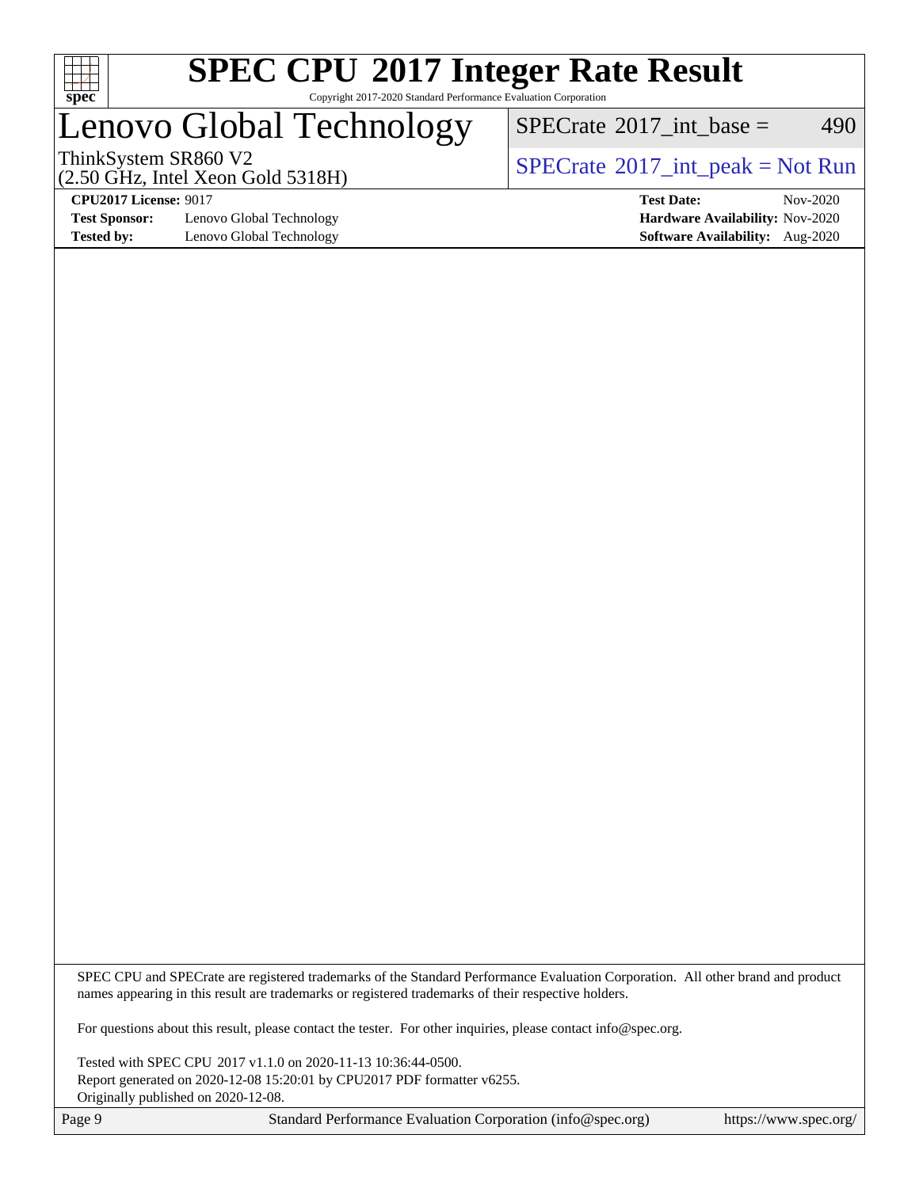SPEC CPU and SPECrate are registered trademarks of the Standard Performance Evaluation Corporation. All other brand and product names appearing in this result are trademarks or registered trademarks of their respective holders.

For questions about this result, please contact the tester. For other inquiries, please contact info@spec.org.

Tested with SPEC CPU 2017 v1.1.0 on 2020-11-13 10:36:44-0500.
Report generated on 2020-12-08 15:20:01 by CPU2017 PDF formatter v6255.
Originally published on 2020-12-08.